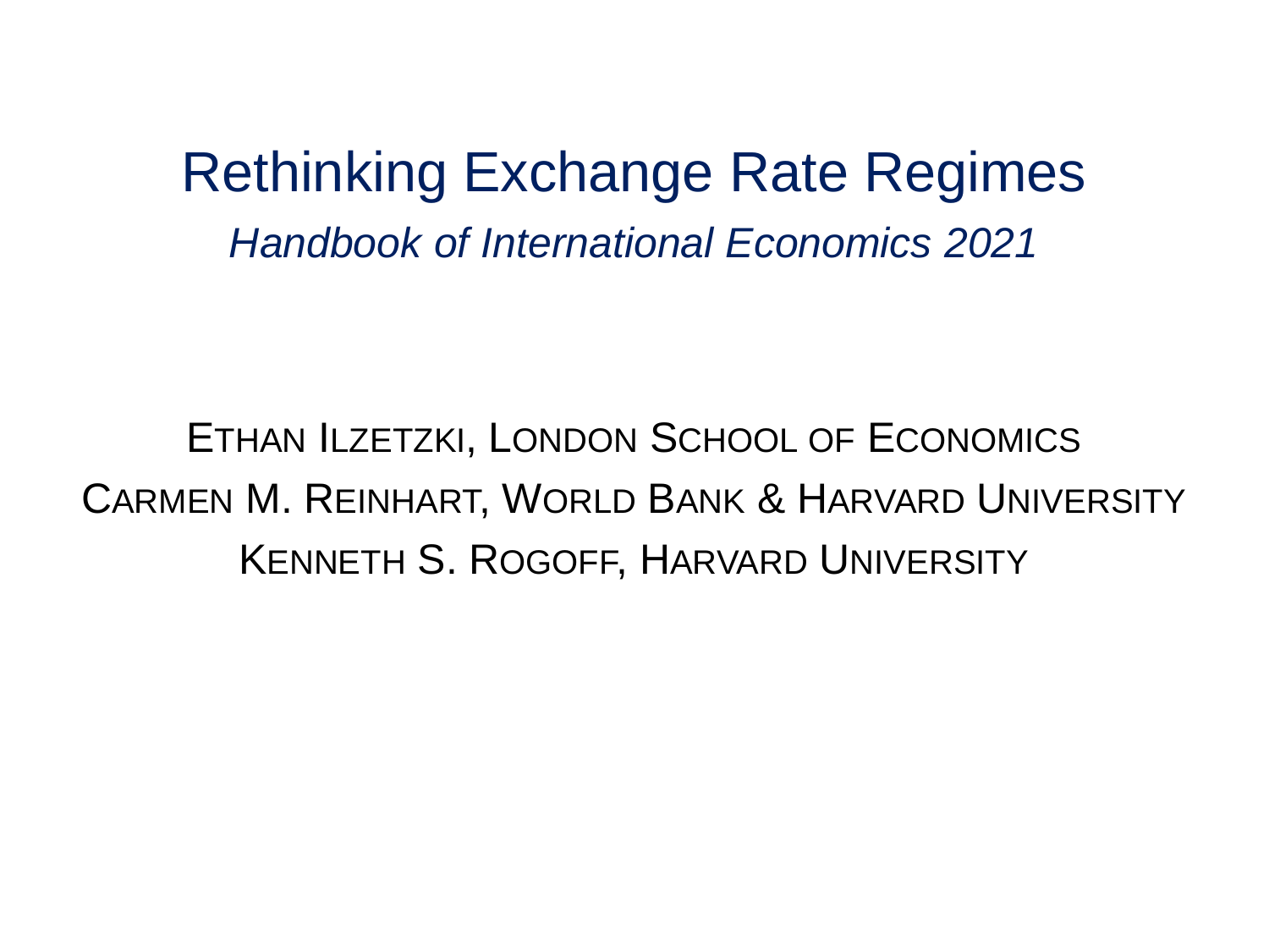# Rethinking Exchange Rate Regimes

*Handbook of International Economics 2021*

Ethan Ilzetzki, London School of Economics

Carmen M. Reinhart, World Bank & Harvard University

Kenneth S. Rogoff, Harvard University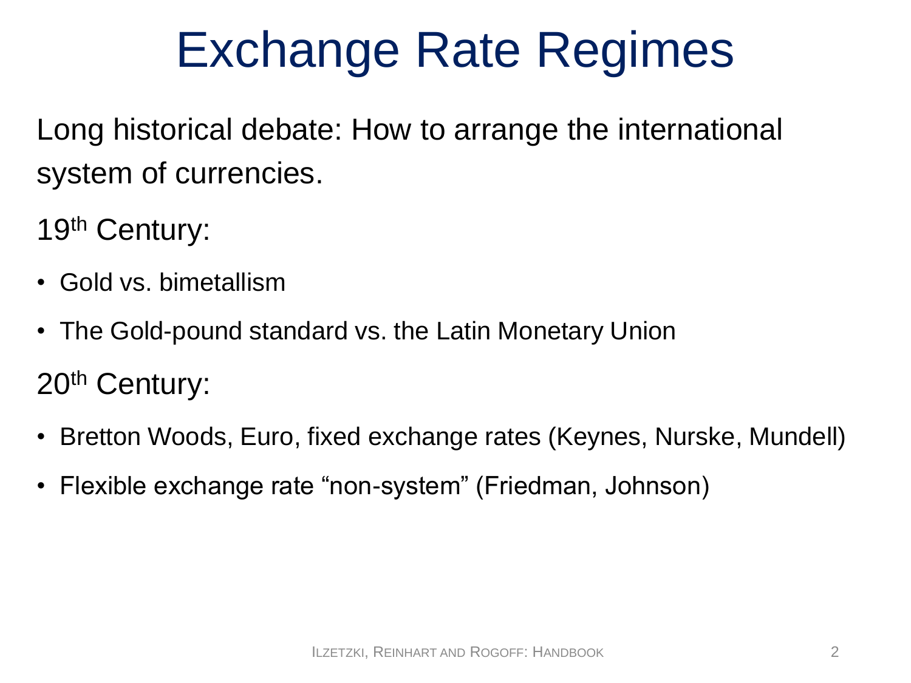# Exchange Rate Regimes

Long historical debate: How to arrange the international system of currencies.

19th Century:

- Gold vs. bimetallism
- The Gold-pound standard vs. the Latin Monetary Union

20th Century:

- Bretton Woods, Euro, fixed exchange rates (Keynes, Nurske, Mundell)
- Flexible exchange rate “non-system” (Friedman, Johnson)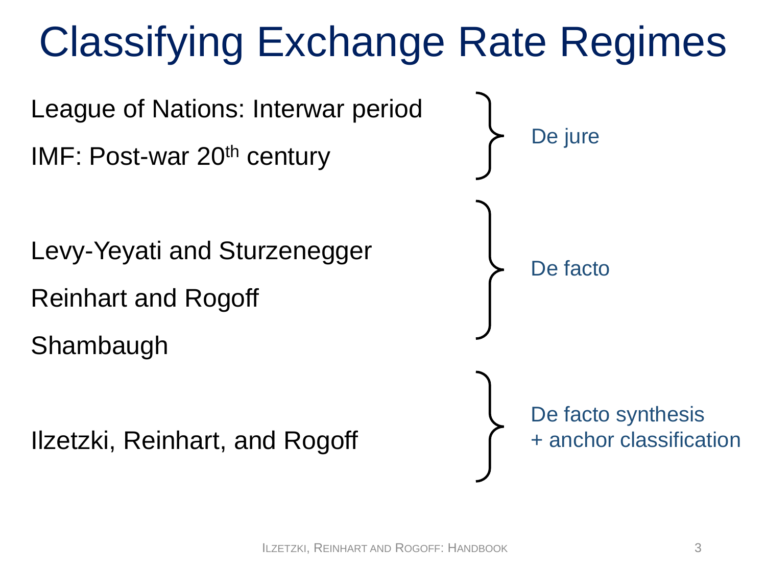# Classifying Exchange Rate Regimes

League of Nations: Interwar period

IMF: Post-war 20th century

→ De jure

Levy-Yeyati and Sturzenegger

Reinhart and Rogoff

Shambaugh

→ De facto

Ilzetzki, Reinhart, and Rogoff

→ De facto synthesis + anchor classification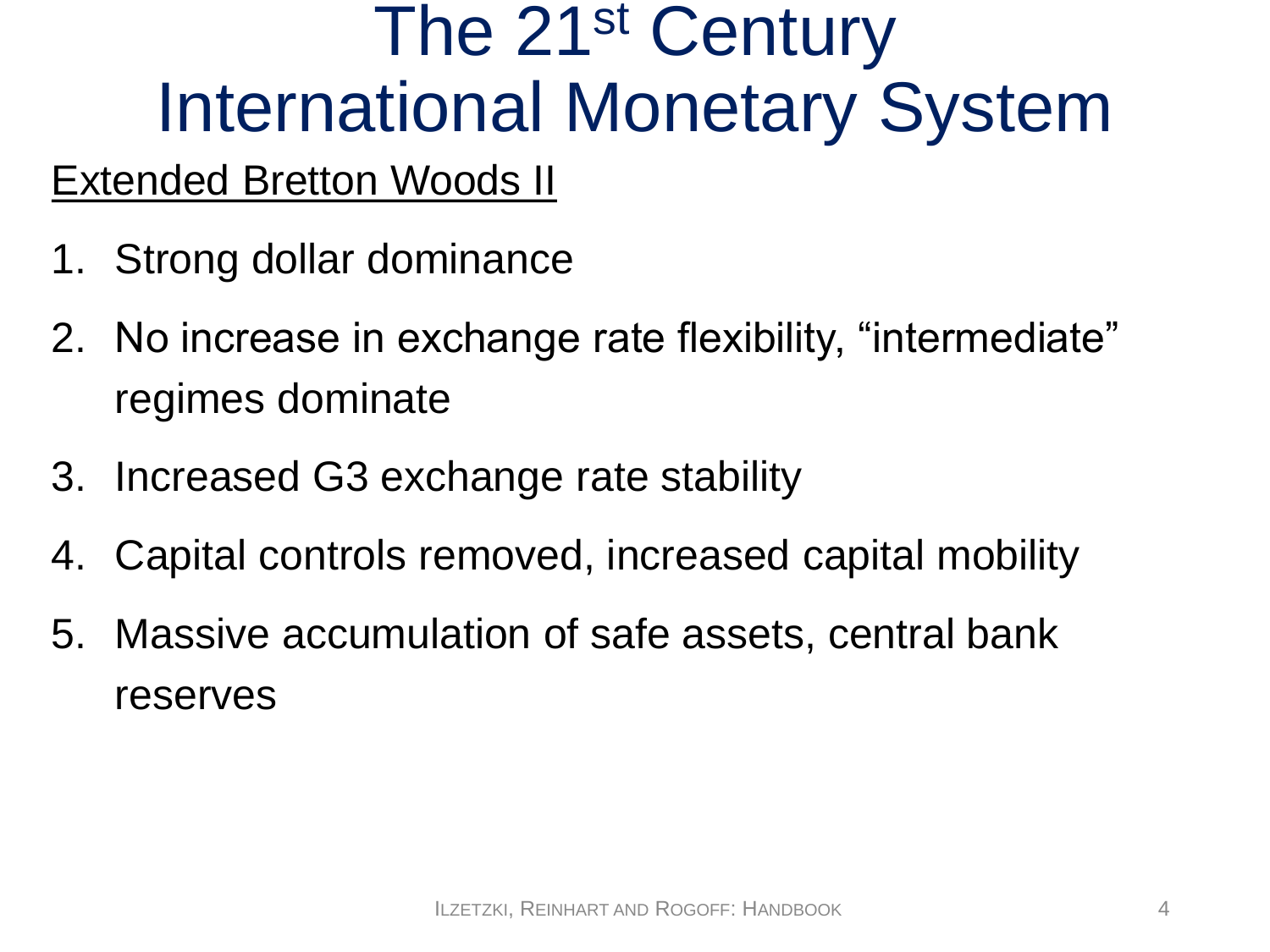# The 21st Century International Monetary System

<u>Extended Bretton Woods II</u>

1. Strong dollar dominance
2. No increase in exchange rate flexibility, “intermediate” regimes dominate
3. Increased G3 exchange rate stability
4. Capital controls removed, increased capital mobility
5. Massive accumulation of safe assets, central bank reserves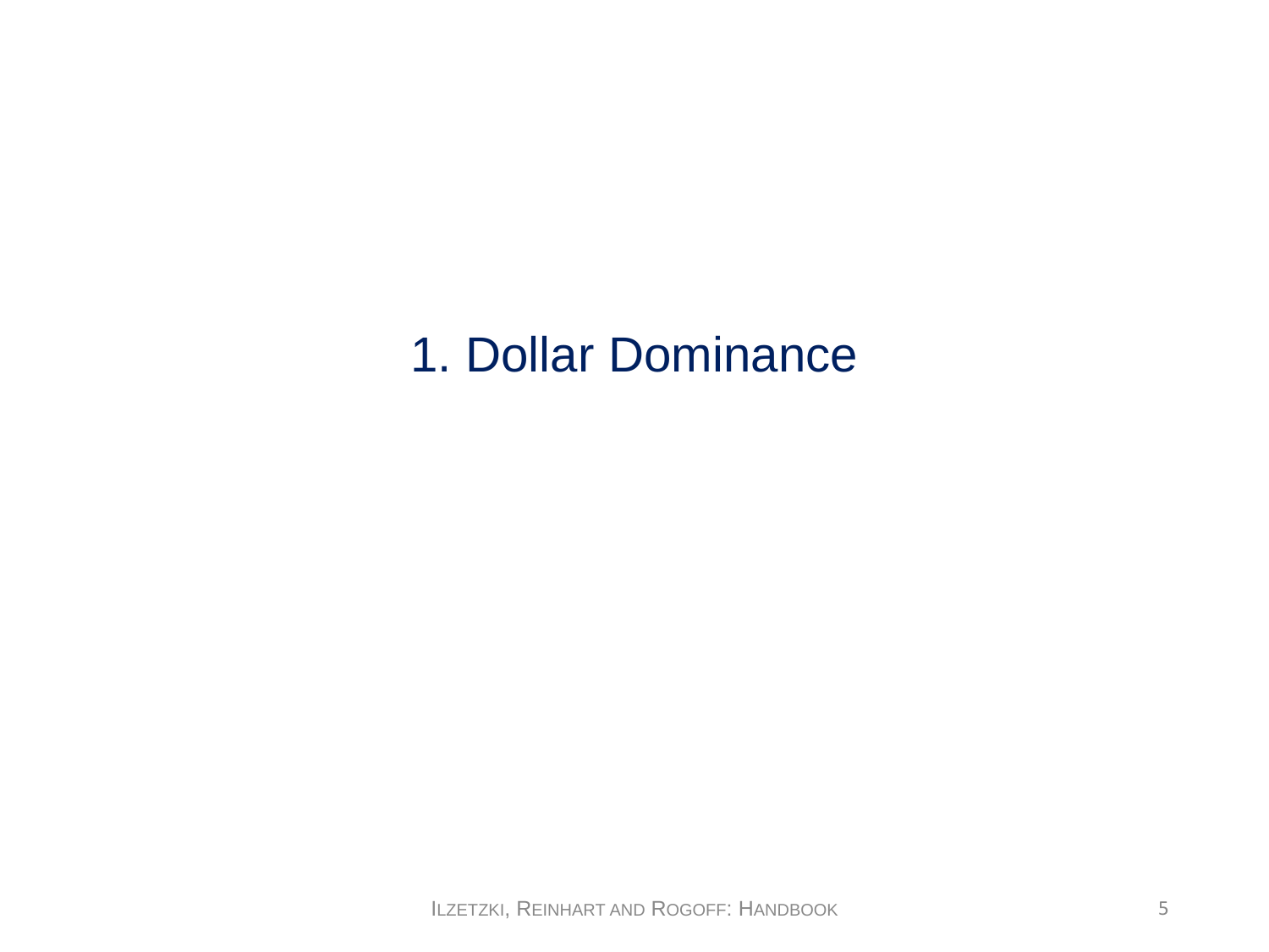# 1. Dollar Dominance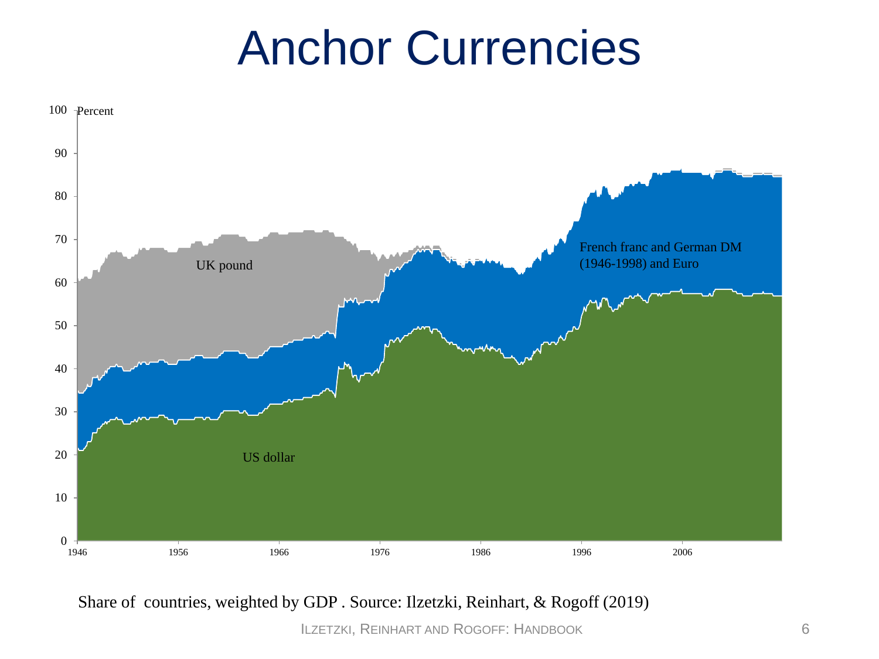# Anchor Currencies

Share of countries, weighted by GDP . Source: Ilzetzki, Reinhart, & Rogoff (2019)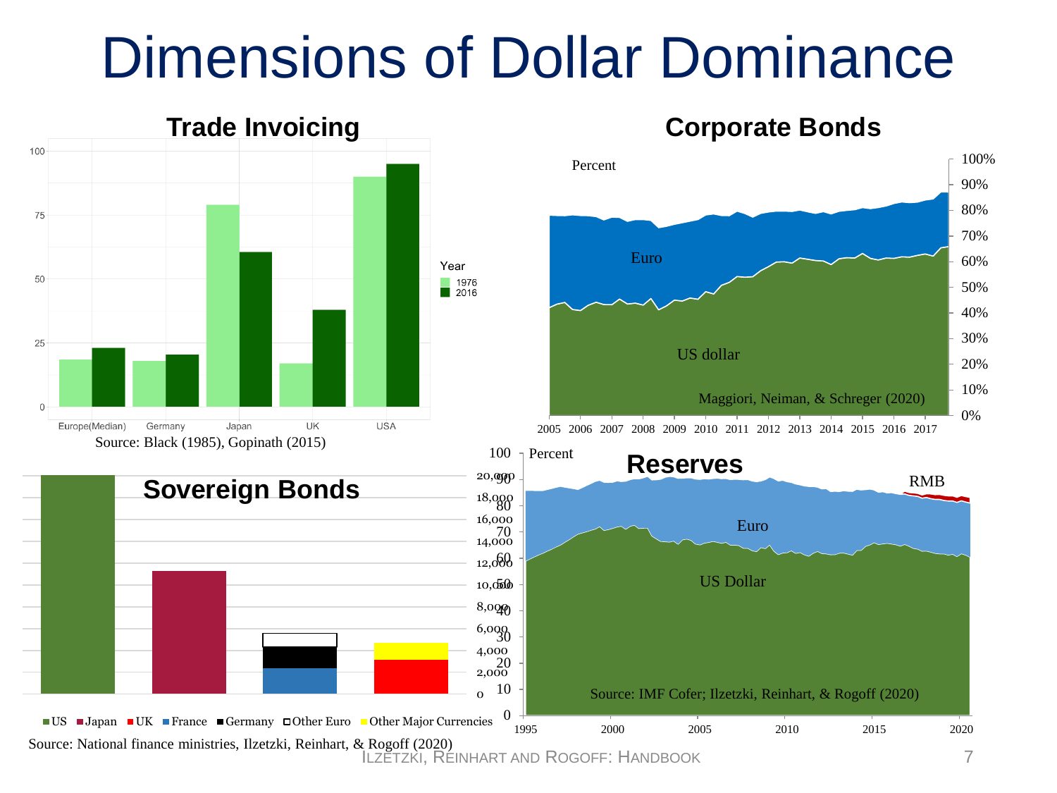# Dimensions of Dollar Dominance

## Trade Invoicing

Year: 1976, 2016

Europe(Median), Germany, Japan, UK, USA

Source: Black (1985), Gopinath (2015)

## Corporate Bonds

Percent

Euro

US dollar

Maggiori, Neiman, & Schreger (2020)

## Sovereign Bonds

US, Japan, UK, France, Germany, Other Euro, Other Major Currencies

Source: National finance ministries, Ilzetzki, Reinhart, & Rogoff (2020)

## Reserves

Percent

RMB

Euro

US Dollar

Source: IMF Cofer; Ilzetzki, Reinhart, & Rogoff (2020)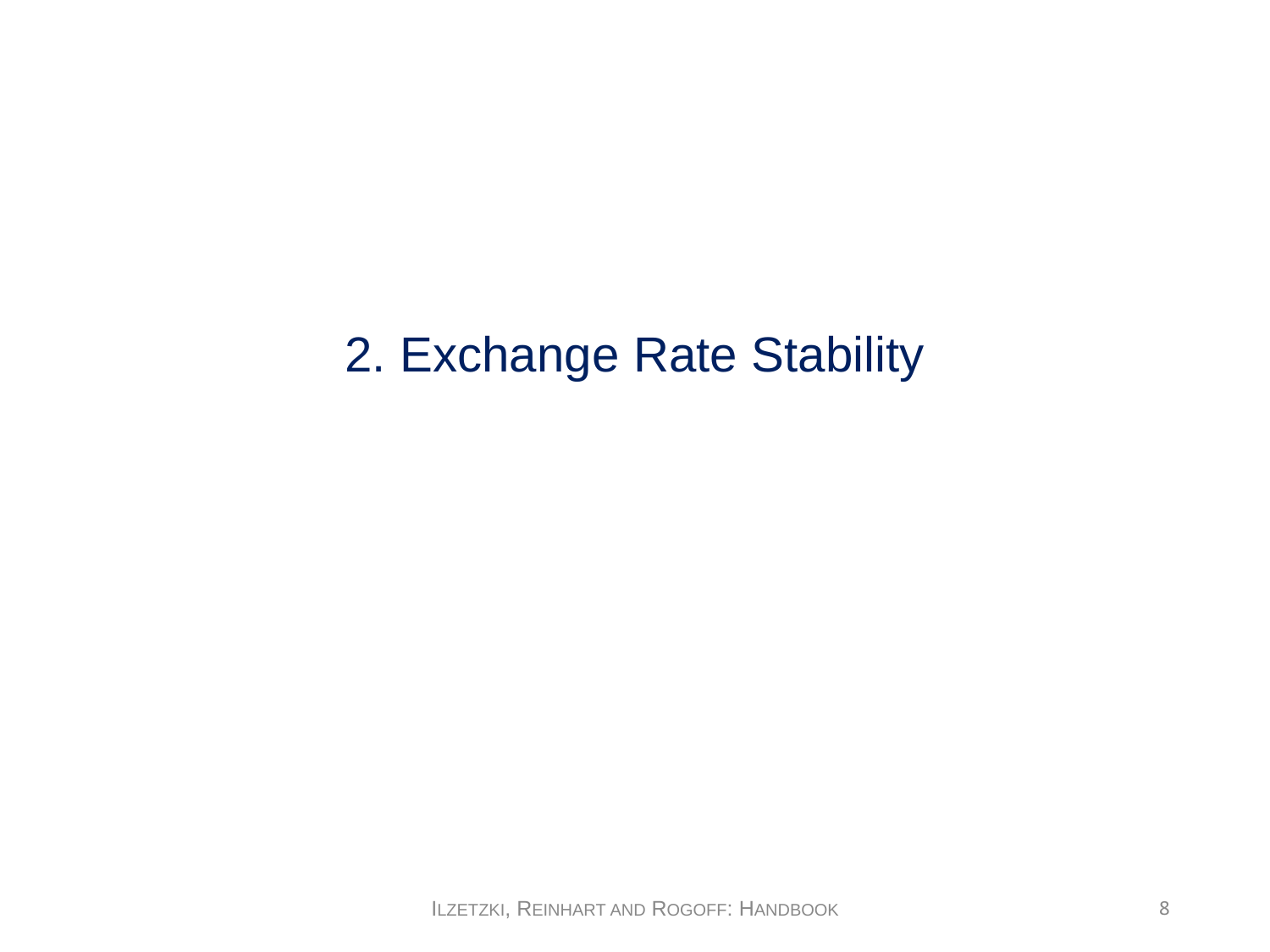# 2. Exchange Rate Stability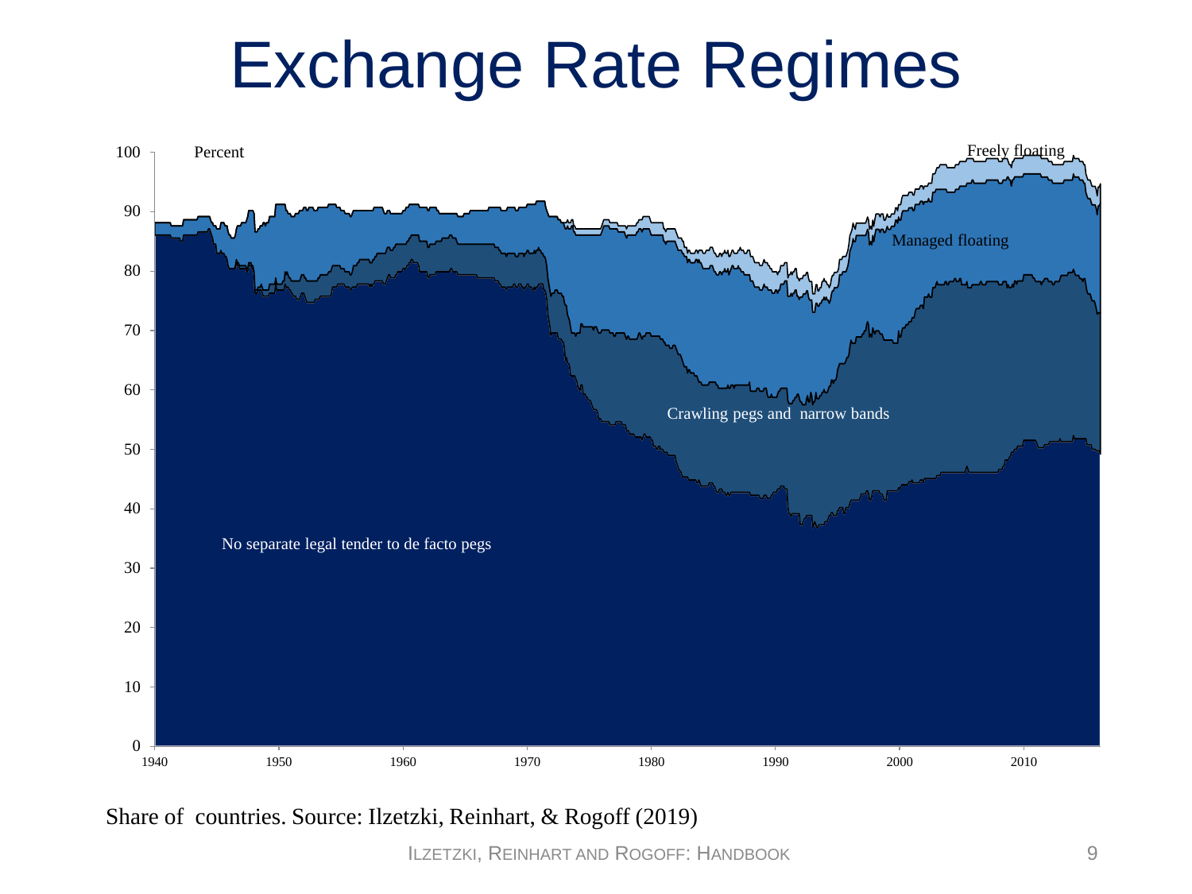# Exchange Rate Regimes

Share of countries. Source: Ilzetzki, Reinhart, & Rogoff (2019)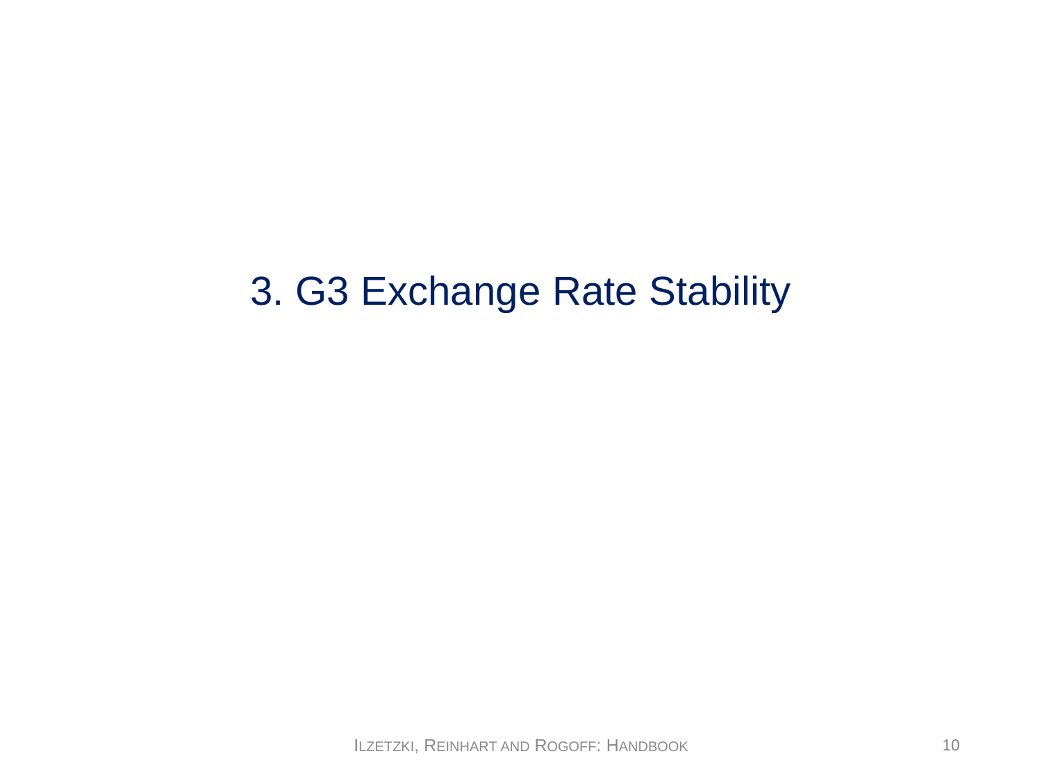# 3. G3 Exchange Rate Stability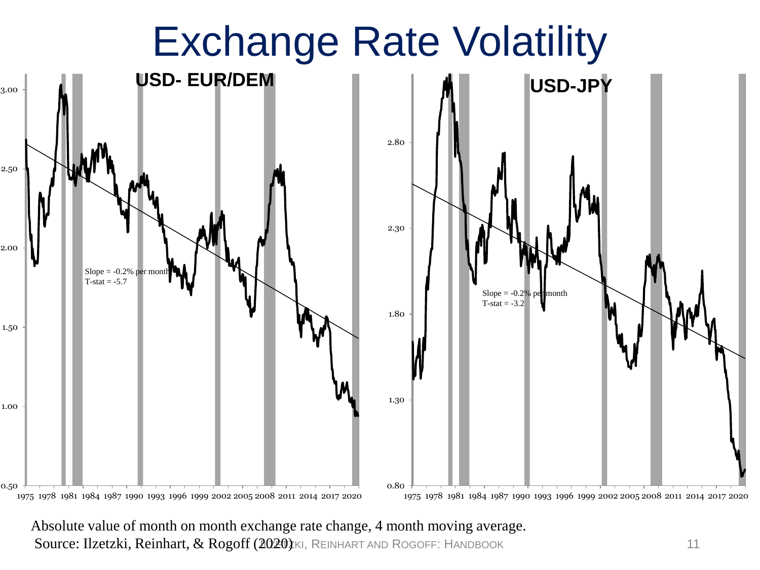# Exchange Rate Volatility

**USD- EUR/DEM**

Slope = -0.2% per month
T-stat = -5.7

**USD-JPY**

Slope = -0.2% per month
T-stat = -3.2

Absolute value of month on month exchange rate change, 4 month moving average.
Source: Ilzetzki, Reinhart, & Rogoff (2020)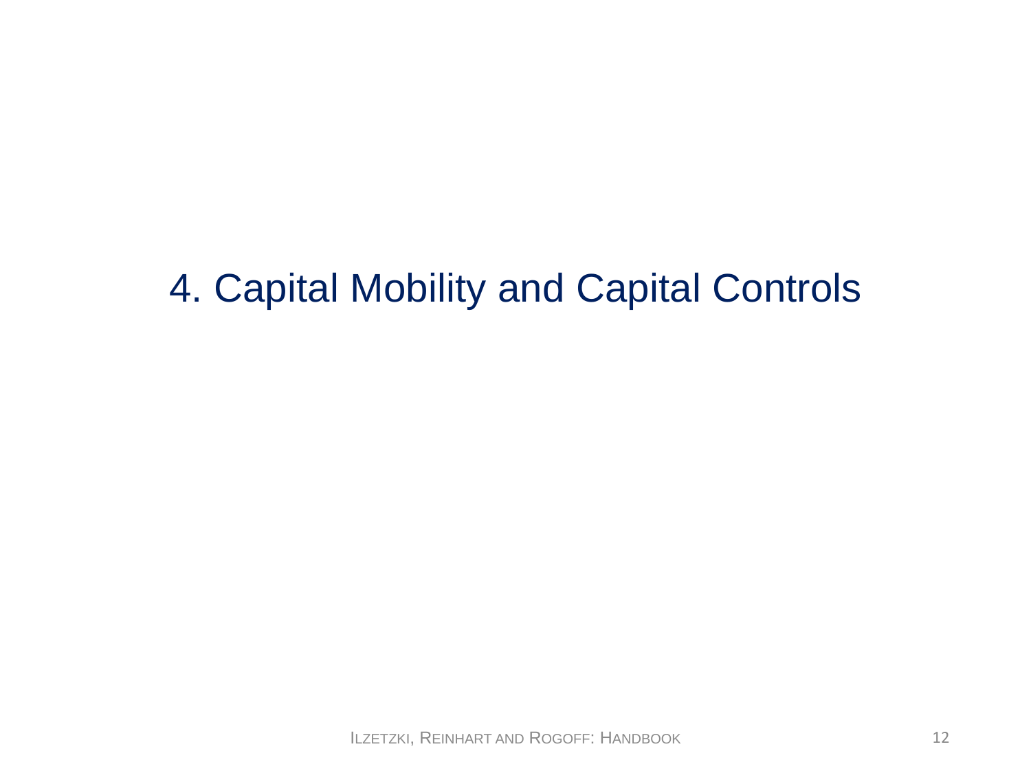# 4. Capital Mobility and Capital Controls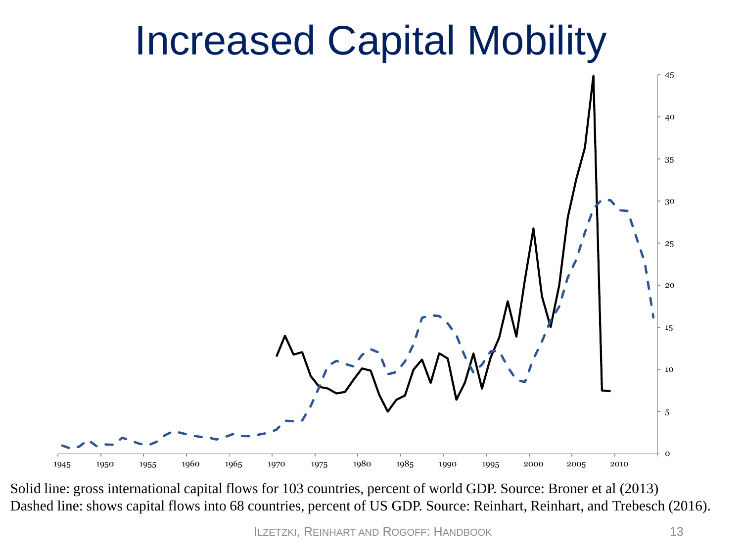# Increased Capital Mobility

Solid line: gross international capital flows for 103 countries, percent of world GDP. Source: Broner et al (2013)
Dashed line: shows capital flows into 68 countries, percent of US GDP. Source: Reinhart, Reinhart, and Trebesch (2016).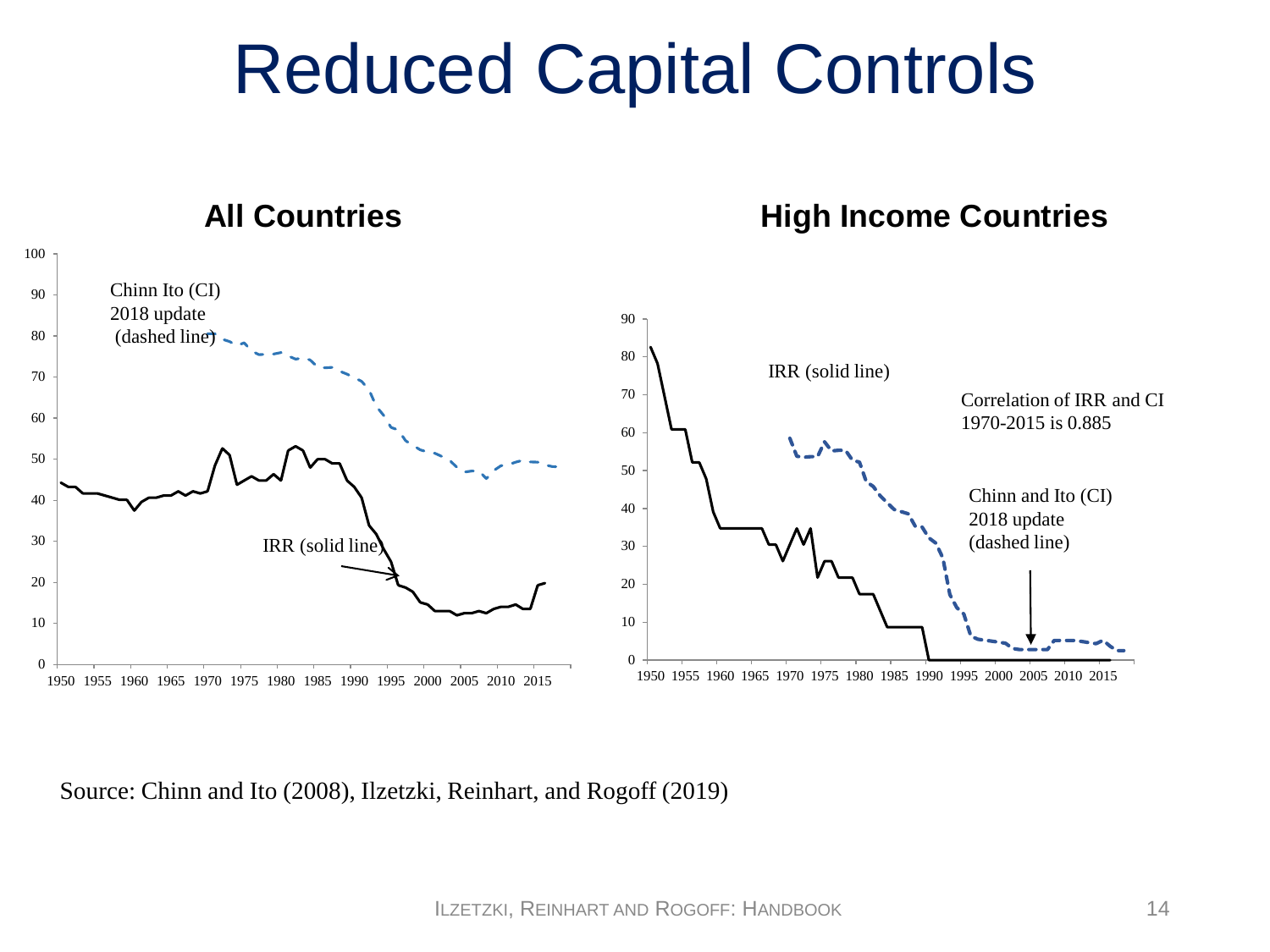# Reduced Capital Controls

## All Countries

Chinn Ito (CI) 2018 update (dashed line)

IRR (solid line)

## High Income Countries

IRR (solid line)

Correlation of IRR and CI 1970-2015 is 0.885

Chinn and Ito (CI) 2018 update (dashed line)

Source: Chinn and Ito (2008), Ilzetzki, Reinhart, and Rogoff (2019)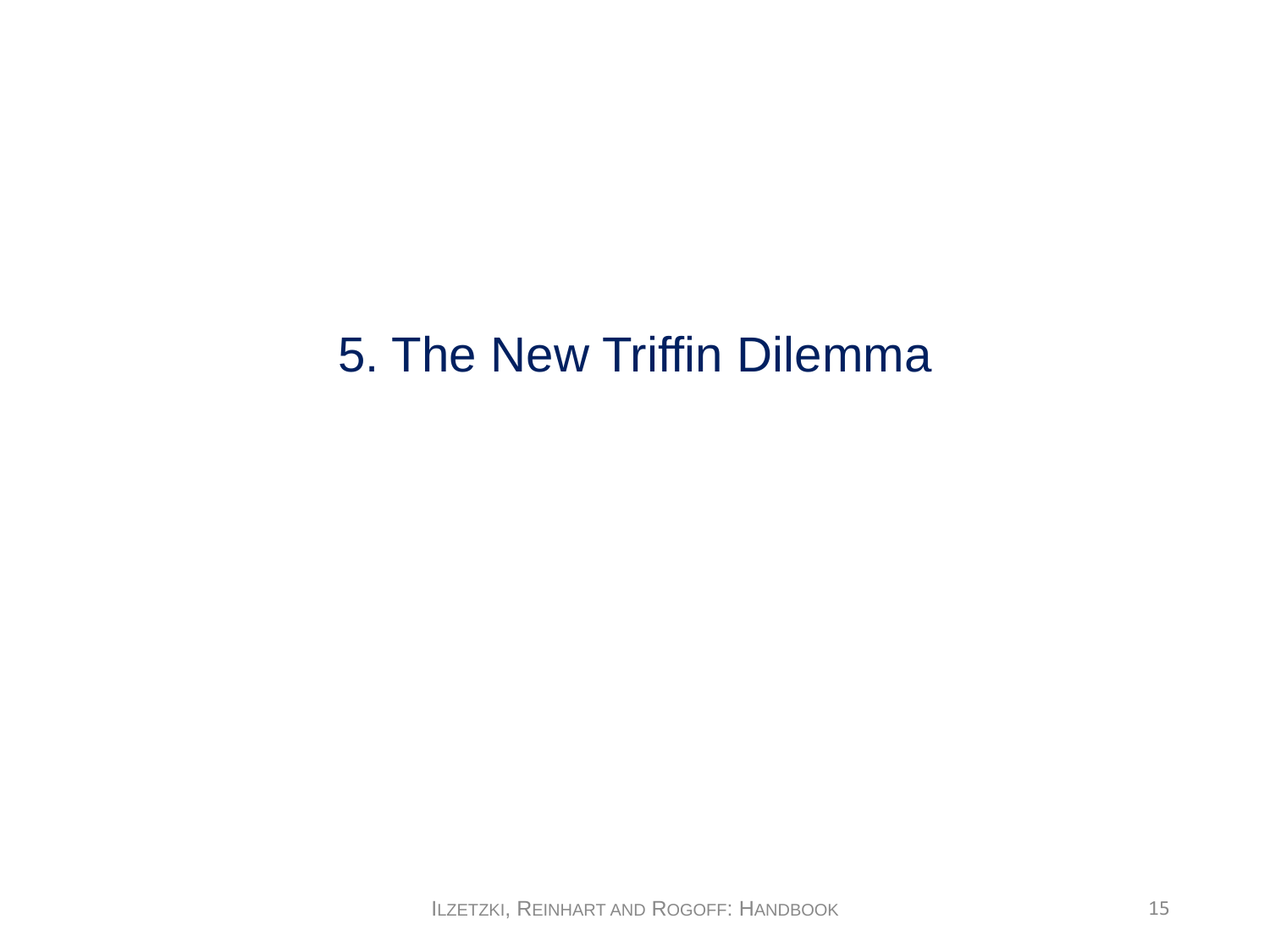# 5. The New Triffin Dilemma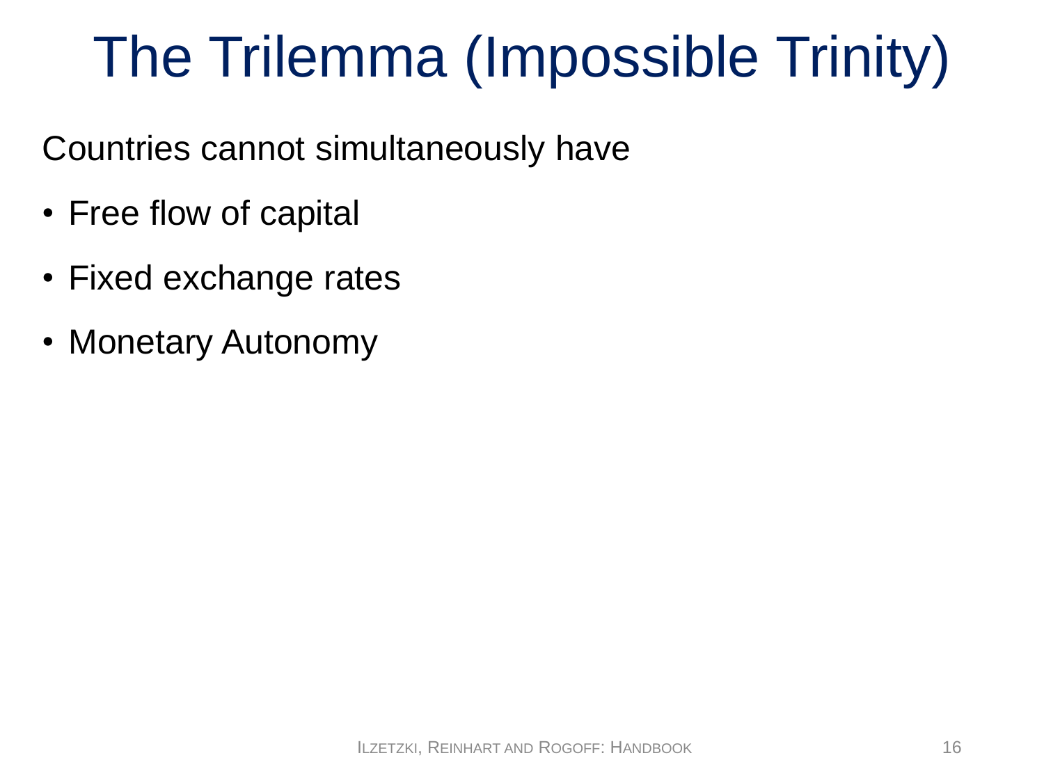# The Trilemma (Impossible Trinity)

Countries cannot simultaneously have

- Free flow of capital
- Fixed exchange rates
- Monetary Autonomy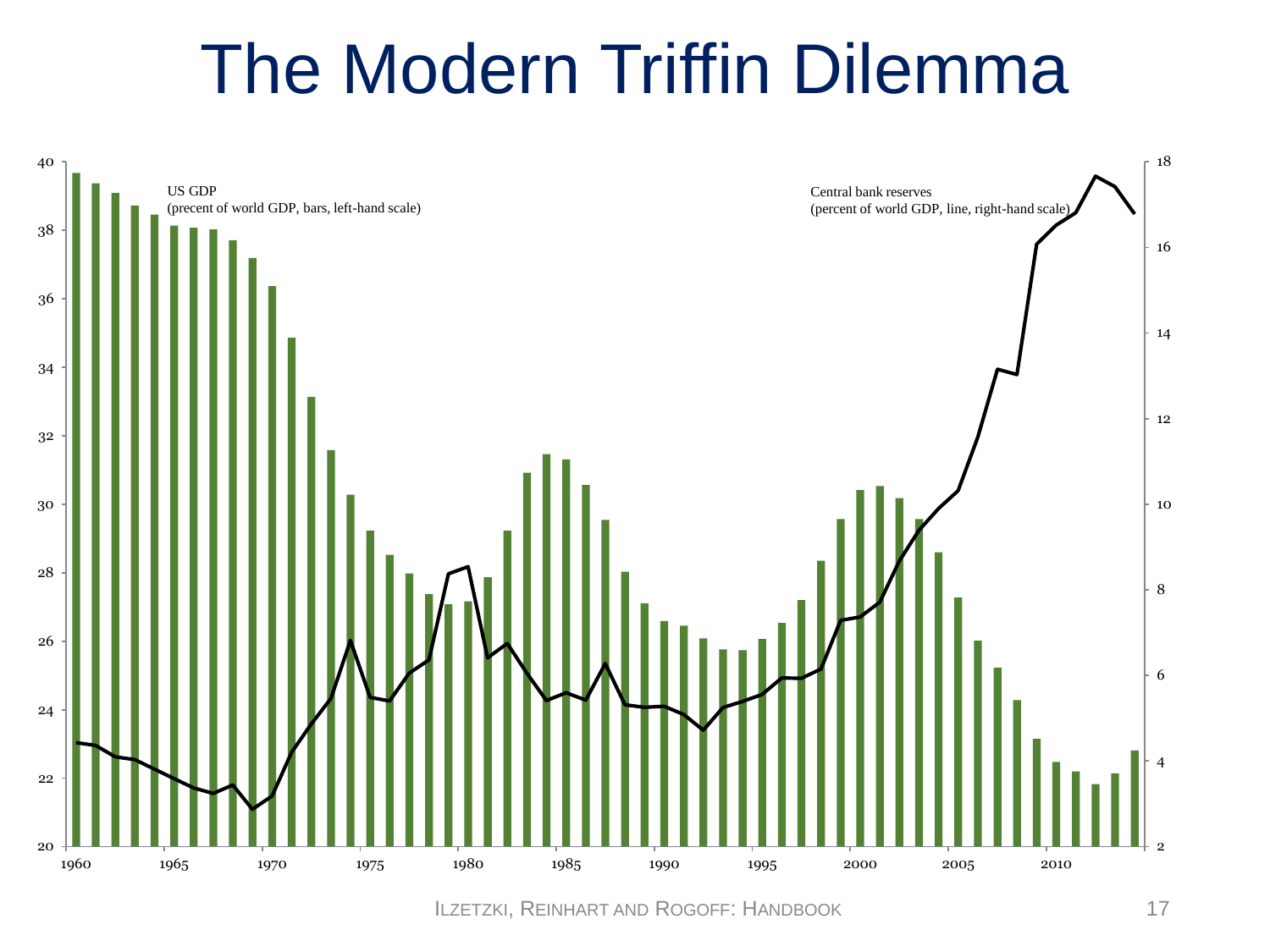# The Modern Triffin Dilemma

US GDP
(precent of world GDP, bars, left-hand scale)

Central bank reserves
(percent of world GDP, line, right-hand scale)

Ilzetzki, Reinhart and Rogoff: Handbook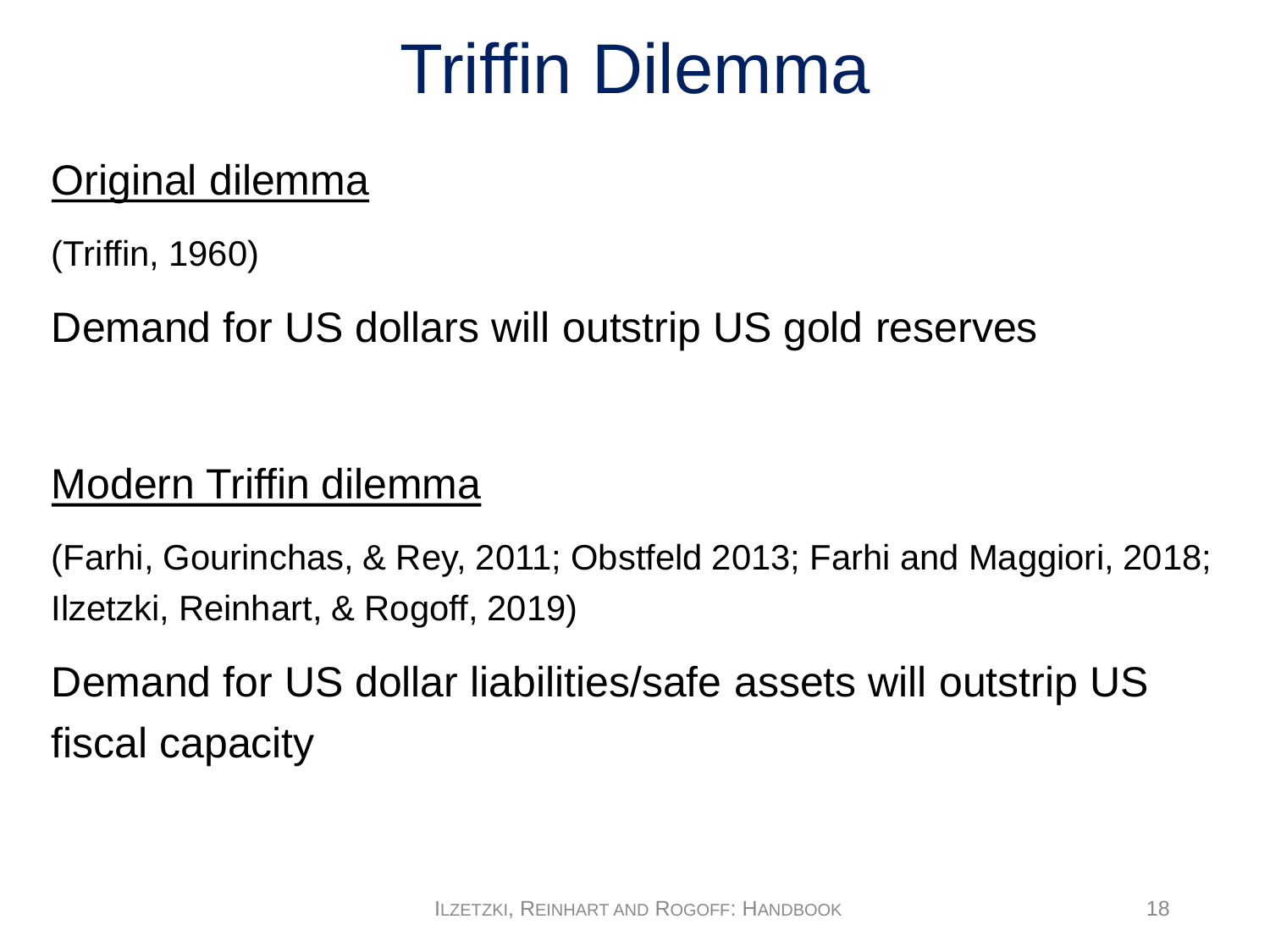# Triffin Dilemma

<u>Original dilemma</u>

(Triffin, 1960)

Demand for US dollars will outstrip US gold reserves

<u>Modern Triffin dilemma</u>

(Farhi, Gourinchas, & Rey, 2011; Obstfeld 2013; Farhi and Maggiori, 2018; Ilzetzki, Reinhart, & Rogoff, 2019)

Demand for US dollar liabilities/safe assets will outstrip US fiscal capacity